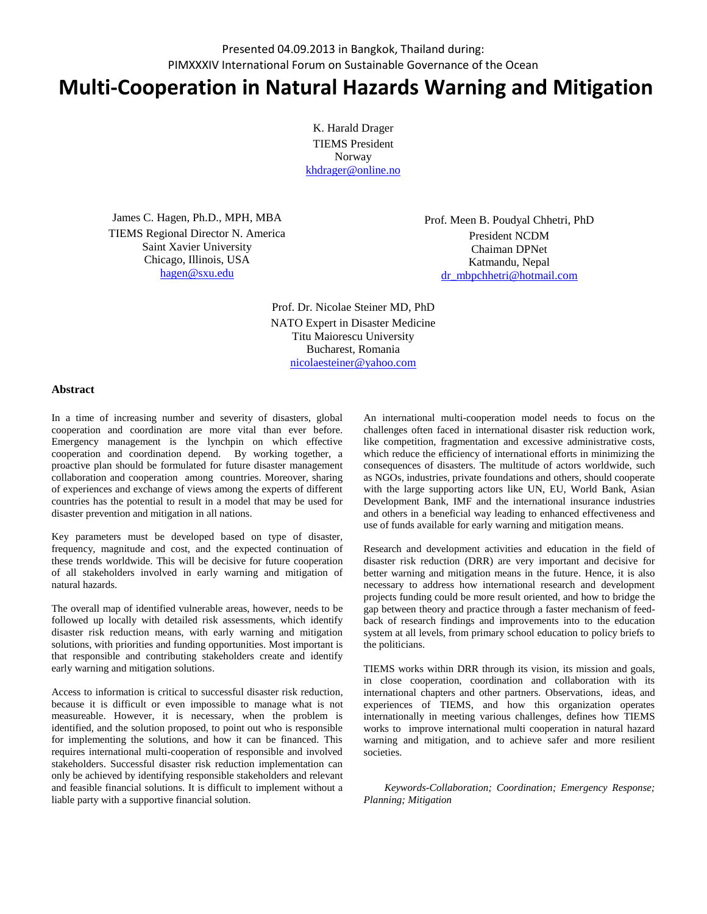Presented 04.09.2013 in Bangkok, Thailand during:
PIMXXXIV International Forum on Sustainable Governance of the Ocean

# Multi-Cooperation in Natural Hazards Warning and Mitigation

K. Harald Drager
TIEMS President
Norway
khdrager@online.no

James C. Hagen, Ph.D., MPH, MBA
TIEMS Regional Director N. America
Saint Xavier University
Chicago, Illinois, USA
hagen@sxu.edu

Prof. Meen B. Poudyal Chhetri, PhD
President NCDM
Chaiman DPNet
Katmandu, Nepal
dr_mbpchhetri@hotmail.com

Prof. Dr. Nicolae Steiner MD, PhD
NATO Expert in Disaster Medicine
Titu Maiorescu University
Bucharest, Romania
nicolaesteiner@yahoo.com

### Abstract

In a time of increasing number and severity of disasters, global cooperation and coordination are more vital than ever before. Emergency management is the lynchpin on which effective cooperation and coordination depend. By working together, a proactive plan should be formulated for future disaster management collaboration and cooperation among countries. Moreover, sharing of experiences and exchange of views among the experts of different countries has the potential to result in a model that may be used for disaster prevention and mitigation in all nations.

Key parameters must be developed based on type of disaster, frequency, magnitude and cost, and the expected continuation of these trends worldwide. This will be decisive for future cooperation of all stakeholders involved in early warning and mitigation of natural hazards.

The overall map of identified vulnerable areas, however, needs to be followed up locally with detailed risk assessments, which identify disaster risk reduction means, with early warning and mitigation solutions, with priorities and funding opportunities. Most important is that responsible and contributing stakeholders create and identify early warning and mitigation solutions.

Access to information is critical to successful disaster risk reduction, because it is difficult or even impossible to manage what is not measureable. However, it is necessary, when the problem is identified, and the solution proposed, to point out who is responsible for implementing the solutions, and how it can be financed. This requires international multi-cooperation of responsible and involved stakeholders. Successful disaster risk reduction implementation can only be achieved by identifying responsible stakeholders and relevant and feasible financial solutions. It is difficult to implement without a liable party with a supportive financial solution.

An international multi-cooperation model needs to focus on the challenges often faced in international disaster risk reduction work, like competition, fragmentation and excessive administrative costs, which reduce the efficiency of international efforts in minimizing the consequences of disasters. The multitude of actors worldwide, such as NGOs, industries, private foundations and others, should cooperate with the large supporting actors like UN, EU, World Bank, Asian Development Bank, IMF and the international insurance industries and others in a beneficial way leading to enhanced effectiveness and use of funds available for early warning and mitigation means.

Research and development activities and education in the field of disaster risk reduction (DRR) are very important and decisive for better warning and mitigation means in the future. Hence, it is also necessary to address how international research and development projects funding could be more result oriented, and how to bridge the gap between theory and practice through a faster mechanism of feed-back of research findings and improvements into to the education system at all levels, from primary school education to policy briefs to the politicians.

TIEMS works within DRR through its vision, its mission and goals, in close cooperation, coordination and collaboration with its international chapters and other partners. Observations, ideas, and experiences of TIEMS, and how this organization operates internationally in meeting various challenges, defines how TIEMS works to improve international multi cooperation in natural hazard warning and mitigation, and to achieve safer and more resilient societies.

*Keywords-Collaboration; Coordination; Emergency Response; Planning; Mitigation*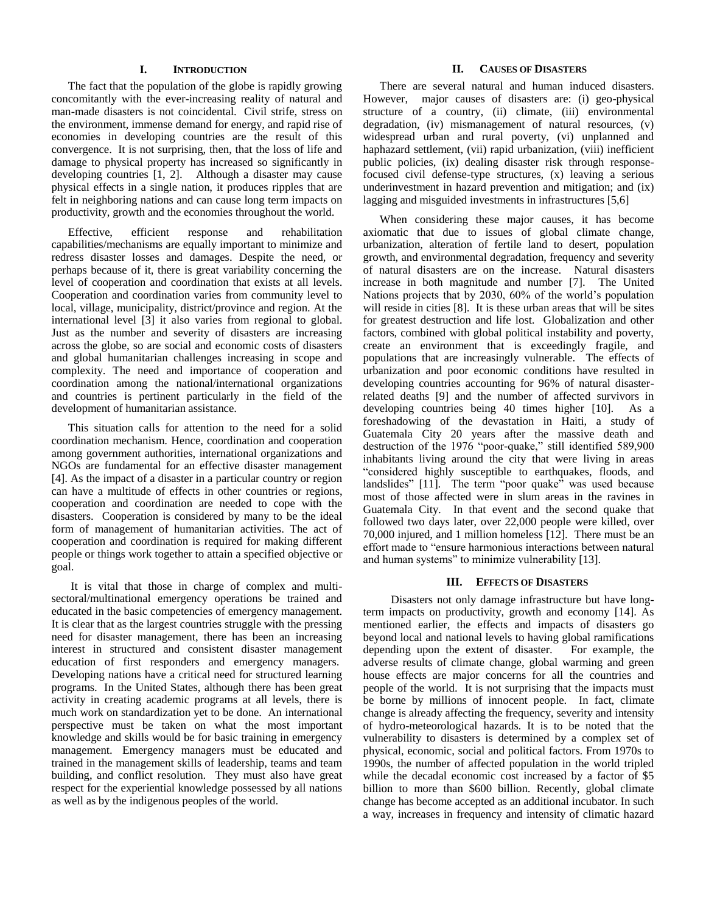## I. INTRODUCTION

The fact that the population of the globe is rapidly growing concomitantly with the ever-increasing reality of natural and man-made disasters is not coincidental. Civil strife, stress on the environment, immense demand for energy, and rapid rise of economies in developing countries are the result of this convergence. It is not surprising, then, that the loss of life and damage to physical property has increased so significantly in developing countries [1, 2]. Although a disaster may cause physical effects in a single nation, it produces ripples that are felt in neighboring nations and can cause long term impacts on productivity, growth and the economies throughout the world.

Effective, efficient response and rehabilitation capabilities/mechanisms are equally important to minimize and redress disaster losses and damages. Despite the need, or perhaps because of it, there is great variability concerning the level of cooperation and coordination that exists at all levels. Cooperation and coordination varies from community level to local, village, municipality, district/province and region. At the international level [3] it also varies from regional to global. Just as the number and severity of disasters are increasing across the globe, so are social and economic costs of disasters and global humanitarian challenges increasing in scope and complexity. The need and importance of cooperation and coordination among the national/international organizations and countries is pertinent particularly in the field of the development of humanitarian assistance.

This situation calls for attention to the need for a solid coordination mechanism. Hence, coordination and cooperation among government authorities, international organizations and NGOs are fundamental for an effective disaster management [4]. As the impact of a disaster in a particular country or region can have a multitude of effects in other countries or regions, cooperation and coordination are needed to cope with the disasters. Cooperation is considered by many to be the ideal form of management of humanitarian activities. The act of cooperation and coordination is required for making different people or things work together to attain a specified objective or goal.

It is vital that those in charge of complex and multi-sectoral/multinational emergency operations be trained and educated in the basic competencies of emergency management. It is clear that as the largest countries struggle with the pressing need for disaster management, there has been an increasing interest in structured and consistent disaster management education of first responders and emergency managers. Developing nations have a critical need for structured learning programs. In the United States, although there has been great activity in creating academic programs at all levels, there is much work on standardization yet to be done. An international perspective must be taken on what the most important knowledge and skills would be for basic training in emergency management. Emergency managers must be educated and trained in the management skills of leadership, teams and team building, and conflict resolution. They must also have great respect for the experiential knowledge possessed by all nations as well as by the indigenous peoples of the world.

## II. CAUSES OF DISASTERS

There are several natural and human induced disasters. However, major causes of disasters are: (i) geo-physical structure of a country, (ii) climate, (iii) environmental degradation, (iv) mismanagement of natural resources, (v) widespread urban and rural poverty, (vi) unplanned and haphazard settlement, (vii) rapid urbanization, (viii) inefficient public policies, (ix) dealing disaster risk through response-focused civil defense-type structures, (x) leaving a serious underinvestment in hazard prevention and mitigation; and (ix) lagging and misguided investments in infrastructures [5,6]

When considering these major causes, it has become axiomatic that due to issues of global climate change, urbanization, alteration of fertile land to desert, population growth, and environmental degradation, frequency and severity of natural disasters are on the increase. Natural disasters increase in both magnitude and number [7]. The United Nations projects that by 2030, 60% of the world's population will reside in cities [8]. It is these urban areas that will be sites for greatest destruction and life lost. Globalization and other factors, combined with global political instability and poverty, create an environment that is exceedingly fragile, and populations that are increasingly vulnerable. The effects of urbanization and poor economic conditions have resulted in developing countries accounting for 96% of natural disaster-related deaths [9] and the number of affected survivors in developing countries being 40 times higher [10]. As a foreshadowing of the devastation in Haiti, a study of Guatemala City 20 years after the massive death and destruction of the 1976 "poor-quake," still identified 589,900 inhabitants living around the city that were living in areas "considered highly susceptible to earthquakes, floods, and landslides" [11]. The term "poor quake" was used because most of those affected were in slum areas in the ravines in Guatemala City. In that event and the second quake that followed two days later, over 22,000 people were killed, over 70,000 injured, and 1 million homeless [12]. There must be an effort made to "ensure harmonious interactions between natural and human systems" to minimize vulnerability [13].

## III. EFFECTS OF DISASTERS

Disasters not only damage infrastructure but have long-term impacts on productivity, growth and economy [14]. As mentioned earlier, the effects and impacts of disasters go beyond local and national levels to having global ramifications depending upon the extent of disaster. For example, the adverse results of climate change, global warming and green house effects are major concerns for all the countries and people of the world. It is not surprising that the impacts must be borne by millions of innocent people. In fact, climate change is already affecting the frequency, severity and intensity of hydro-meteorological hazards. It is to be noted that the vulnerability to disasters is determined by a complex set of physical, economic, social and political factors. From 1970s to 1990s, the number of affected population in the world tripled while the decadal economic cost increased by a factor of $5 billion to more than $600 billion. Recently, global climate change has become accepted as an additional incubator. In such a way, increases in frequency and intensity of climatic hazard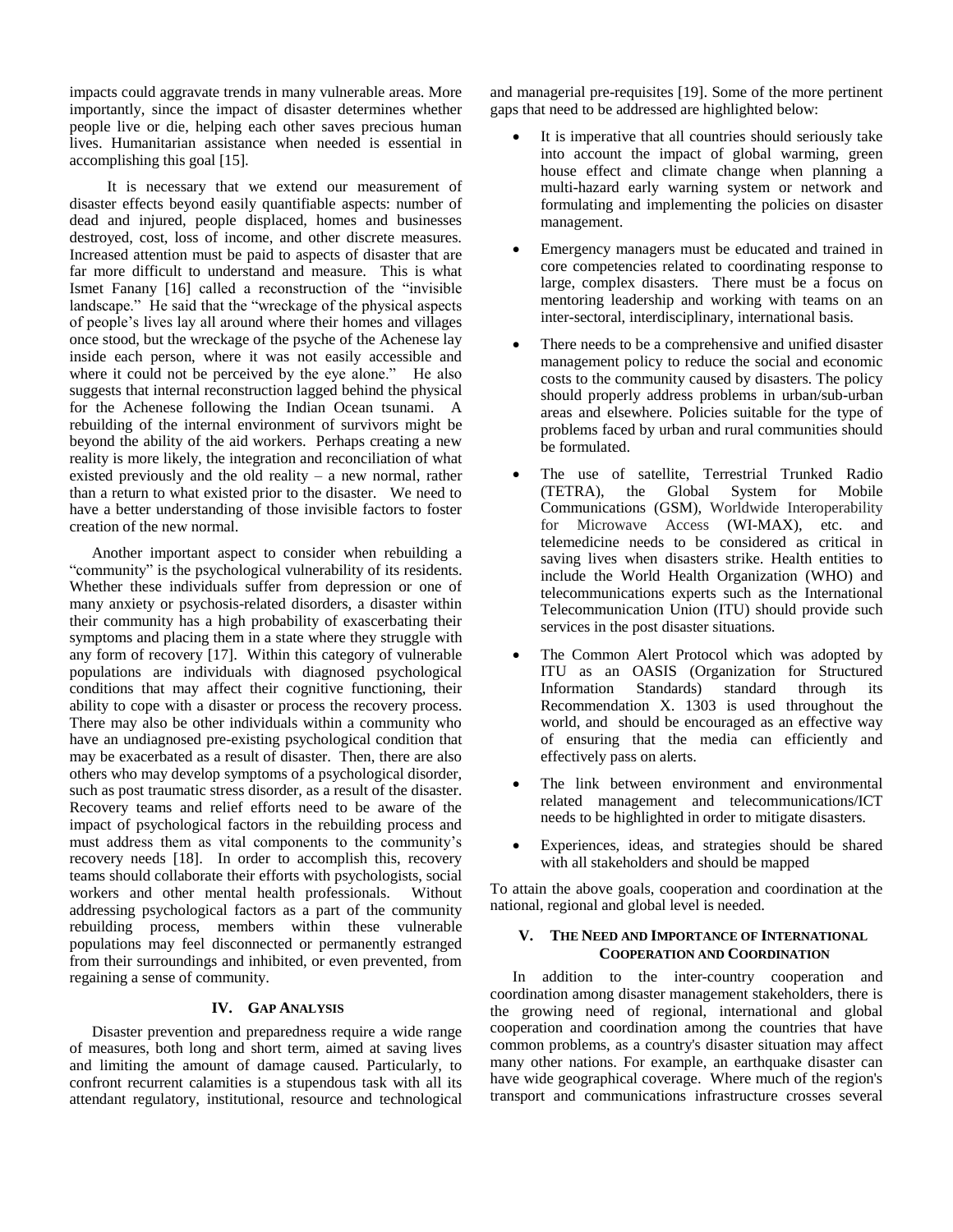impacts could aggravate trends in many vulnerable areas. More importantly, since the impact of disaster determines whether people live or die, helping each other saves precious human lives. Humanitarian assistance when needed is essential in accomplishing this goal [15].

It is necessary that we extend our measurement of disaster effects beyond easily quantifiable aspects: number of dead and injured, people displaced, homes and businesses destroyed, cost, loss of income, and other discrete measures. Increased attention must be paid to aspects of disaster that are far more difficult to understand and measure. This is what Ismet Fanany [16] called a reconstruction of the "invisible landscape." He said that the "wreckage of the physical aspects of people's lives lay all around where their homes and villages once stood, but the wreckage of the psyche of the Achenese lay inside each person, where it was not easily accessible and where it could not be perceived by the eye alone." He also suggests that internal reconstruction lagged behind the physical for the Achenese following the Indian Ocean tsunami. A rebuilding of the internal environment of survivors might be beyond the ability of the aid workers. Perhaps creating a new reality is more likely, the integration and reconciliation of what existed previously and the old reality – a new normal, rather than a return to what existed prior to the disaster. We need to have a better understanding of those invisible factors to foster creation of the new normal.

Another important aspect to consider when rebuilding a "community" is the psychological vulnerability of its residents. Whether these individuals suffer from depression or one of many anxiety or psychosis-related disorders, a disaster within their community has a high probability of exascerbating their symptoms and placing them in a state where they struggle with any form of recovery [17]. Within this category of vulnerable populations are individuals with diagnosed psychological conditions that may affect their cognitive functioning, their ability to cope with a disaster or process the recovery process. There may also be other individuals within a community who have an undiagnosed pre-existing psychological condition that may be exacerbated as a result of disaster. Then, there are also others who may develop symptoms of a psychological disorder, such as post traumatic stress disorder, as a result of the disaster. Recovery teams and relief efforts need to be aware of the impact of psychological factors in the rebuilding process and must address them as vital components to the community's recovery needs [18]. In order to accomplish this, recovery teams should collaborate their efforts with psychologists, social workers and other mental health professionals. Without addressing psychological factors as a part of the community rebuilding process, members within these vulnerable populations may feel disconnected or permanently estranged from their surroundings and inhibited, or even prevented, from regaining a sense of community.

## IV. Gap Analysis

Disaster prevention and preparedness require a wide range of measures, both long and short term, aimed at saving lives and limiting the amount of damage caused. Particularly, to confront recurrent calamities is a stupendous task with all its attendant regulatory, institutional, resource and technological and managerial pre-requisites [19]. Some of the more pertinent gaps that need to be addressed are highlighted below:

- It is imperative that all countries should seriously take into account the impact of global warming, green house effect and climate change when planning a multi-hazard early warning system or network and formulating and implementing the policies on disaster management.
- Emergency managers must be educated and trained in core competencies related to coordinating response to large, complex disasters. There must be a focus on mentoring leadership and working with teams on an inter-sectoral, interdisciplinary, international basis.
- There needs to be a comprehensive and unified disaster management policy to reduce the social and economic costs to the community caused by disasters. The policy should properly address problems in urban/sub-urban areas and elsewhere. Policies suitable for the type of problems faced by urban and rural communities should be formulated.
- The use of satellite, Terrestrial Trunked Radio (TETRA), the Global System for Mobile Communications (GSM), Worldwide Interoperability for Microwave Access (WI-MAX), etc. and telemedicine needs to be considered as critical in saving lives when disasters strike. Health entities to include the World Health Organization (WHO) and telecommunications experts such as the International Telecommunication Union (ITU) should provide such services in the post disaster situations.
- The Common Alert Protocol which was adopted by ITU as an OASIS (Organization for Structured Information Standards) standard through its Recommendation X. 1303 is used throughout the world, and should be encouraged as an effective way of ensuring that the media can efficiently and effectively pass on alerts.
- The link between environment and environmental related management and telecommunications/ICT needs to be highlighted in order to mitigate disasters.
- Experiences, ideas, and strategies should be shared with all stakeholders and should be mapped

To attain the above goals, cooperation and coordination at the national, regional and global level is needed.

## V. The Need and Importance of International Cooperation and Coordination

In addition to the inter-country cooperation and coordination among disaster management stakeholders, there is the growing need of regional, international and global cooperation and coordination among the countries that have common problems, as a country's disaster situation may affect many other nations. For example, an earthquake disaster can have wide geographical coverage. Where much of the region's transport and communications infrastructure crosses several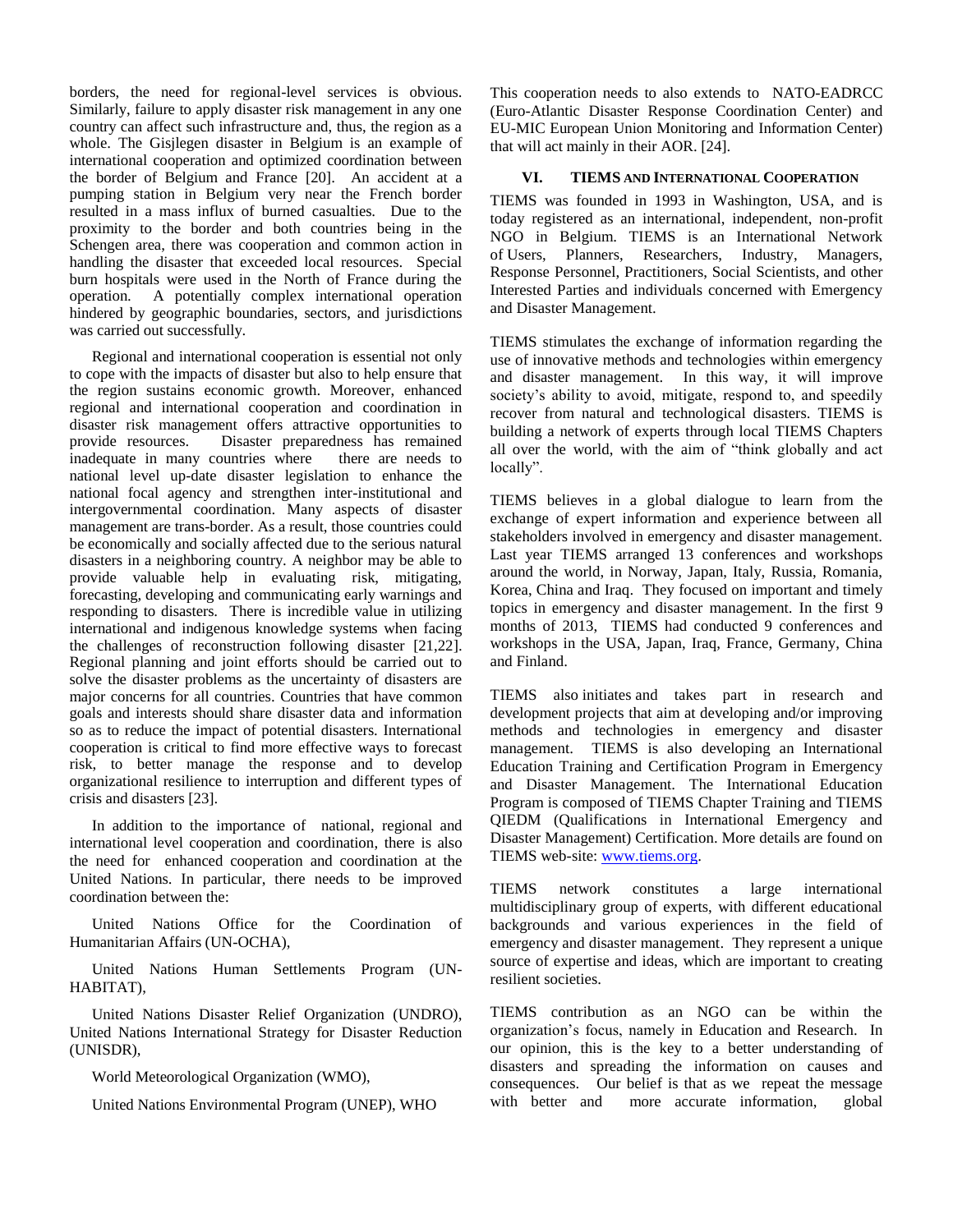borders, the need for regional-level services is obvious. Similarly, failure to apply disaster risk management in any one country can affect such infrastructure and, thus, the region as a whole. The Gisjlegen disaster in Belgium is an example of international cooperation and optimized coordination between the border of Belgium and France [20]. An accident at a pumping station in Belgium very near the French border resulted in a mass influx of burned casualties. Due to the proximity to the border and both countries being in the Schengen area, there was cooperation and common action in handling the disaster that exceeded local resources. Special burn hospitals were used in the North of France during the operation. A potentially complex international operation hindered by geographic boundaries, sectors, and jurisdictions was carried out successfully.

Regional and international cooperation is essential not only to cope with the impacts of disaster but also to help ensure that the region sustains economic growth. Moreover, enhanced regional and international cooperation and coordination in disaster risk management offers attractive opportunities to provide resources. Disaster preparedness has remained inadequate in many countries where there are needs to national level up-date disaster legislation to enhance the national focal agency and strengthen inter-institutional and intergovernmental coordination. Many aspects of disaster management are trans-border. As a result, those countries could be economically and socially affected due to the serious natural disasters in a neighboring country. A neighbor may be able to provide valuable help in evaluating risk, mitigating, forecasting, developing and communicating early warnings and responding to disasters. There is incredible value in utilizing international and indigenous knowledge systems when facing the challenges of reconstruction following disaster [21,22]. Regional planning and joint efforts should be carried out to solve the disaster problems as the uncertainty of disasters are major concerns for all countries. Countries that have common goals and interests should share disaster data and information so as to reduce the impact of potential disasters. International cooperation is critical to find more effective ways to forecast risk, to better manage the response and to develop organizational resilience to interruption and different types of crisis and disasters [23].

In addition to the importance of national, regional and international level cooperation and coordination, there is also the need for enhanced cooperation and coordination at the United Nations. In particular, there needs to be improved coordination between the:

United Nations Office for the Coordination of Humanitarian Affairs (UN-OCHA),

United Nations Human Settlements Program (UN-HABITAT),

United Nations Disaster Relief Organization (UNDRO), United Nations International Strategy for Disaster Reduction (UNISDR),

World Meteorological Organization (WMO),

United Nations Environmental Program (UNEP), WHO

This cooperation needs to also extends to NATO-EADRCC (Euro-Atlantic Disaster Response Coordination Center) and EU-MIC European Union Monitoring and Information Center) that will act mainly in their AOR. [24].

## VI. TIEMS AND INTERNATIONAL COOPERATION

TIEMS was founded in 1993 in Washington, USA, and is today registered as an international, independent, non-profit NGO in Belgium. TIEMS is an International Network of Users, Planners, Researchers, Industry, Managers, Response Personnel, Practitioners, Social Scientists, and other Interested Parties and individuals concerned with Emergency and Disaster Management.

TIEMS stimulates the exchange of information regarding the use of innovative methods and technologies within emergency and disaster management. In this way, it will improve society's ability to avoid, mitigate, respond to, and speedily recover from natural and technological disasters. TIEMS is building a network of experts through local TIEMS Chapters all over the world, with the aim of "think globally and act locally".

TIEMS believes in a global dialogue to learn from the exchange of expert information and experience between all stakeholders involved in emergency and disaster management. Last year TIEMS arranged 13 conferences and workshops around the world, in Norway, Japan, Italy, Russia, Romania, Korea, China and Iraq. They focused on important and timely topics in emergency and disaster management. In the first 9 months of 2013, TIEMS had conducted 9 conferences and workshops in the USA, Japan, Iraq, France, Germany, China and Finland.

TIEMS also initiates and takes part in research and development projects that aim at developing and/or improving methods and technologies in emergency and disaster management. TIEMS is also developing an International Education Training and Certification Program in Emergency and Disaster Management. The International Education Program is composed of TIEMS Chapter Training and TIEMS QIEDM (Qualifications in International Emergency and Disaster Management) Certification. More details are found on TIEMS web-site: www.tiems.org.

TIEMS network constitutes a large international multidisciplinary group of experts, with different educational backgrounds and various experiences in the field of emergency and disaster management. They represent a unique source of expertise and ideas, which are important to creating resilient societies.

TIEMS contribution as an NGO can be within the organization's focus, namely in Education and Research. In our opinion, this is the key to a better understanding of disasters and spreading the information on causes and consequences. Our belief is that as we repeat the message with better and more accurate information, global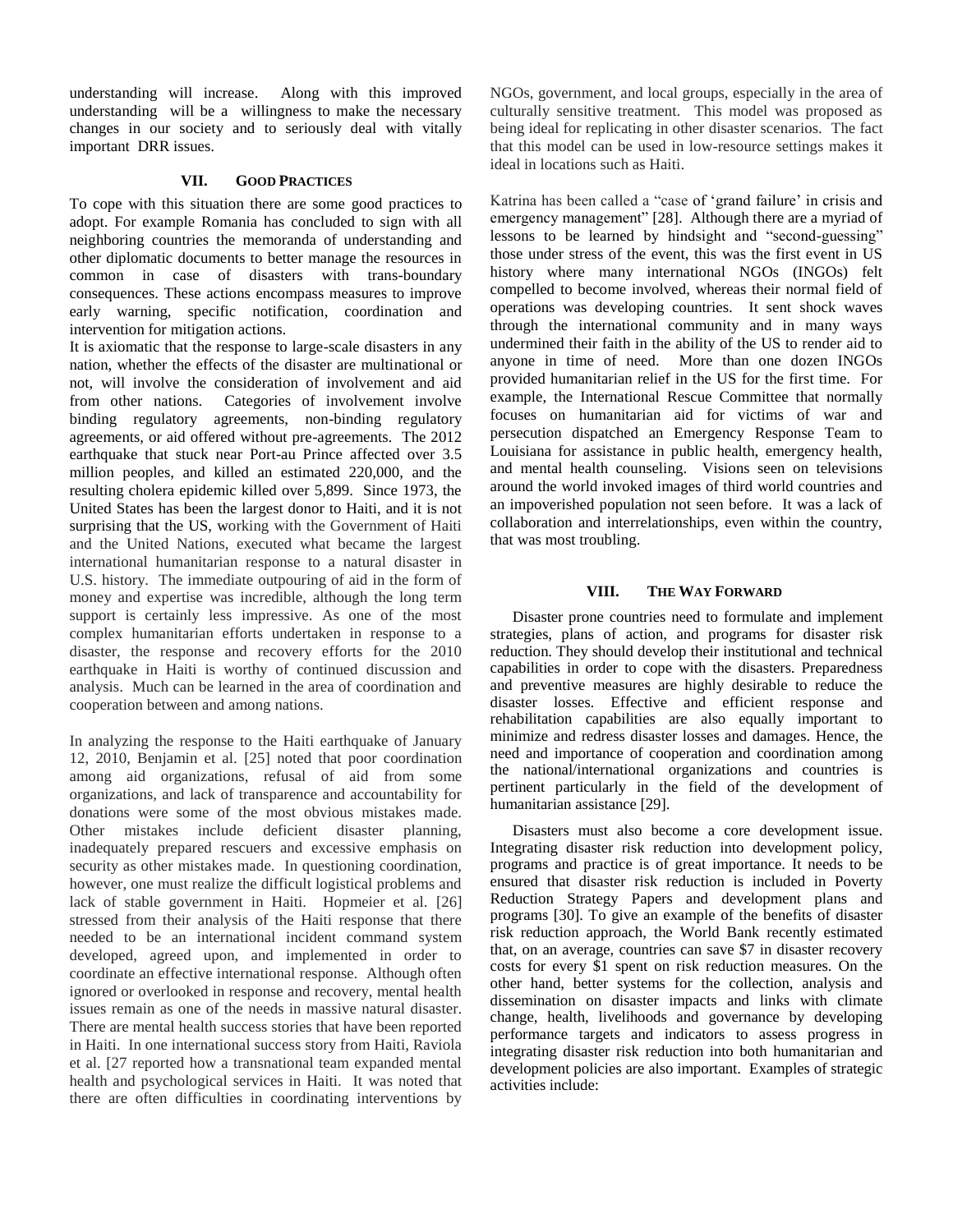understanding will increase. Along with this improved understanding will be a willingness to make the necessary changes in our society and to seriously deal with vitally important DRR issues.

## VII. Good Practices

To cope with this situation there are some good practices to adopt. For example Romania has concluded to sign with all neighboring countries the memoranda of understanding and other diplomatic documents to better manage the resources in common in case of disasters with trans-boundary consequences. These actions encompass measures to improve early warning, specific notification, coordination and intervention for mitigation actions.

It is axiomatic that the response to large-scale disasters in any nation, whether the effects of the disaster are multinational or not, will involve the consideration of involvement and aid from other nations. Categories of involvement involve binding regulatory agreements, non-binding regulatory agreements, or aid offered without pre-agreements. The 2012 earthquake that stuck near Port-au Prince affected over 3.5 million peoples, and killed an estimated 220,000, and the resulting cholera epidemic killed over 5,899. Since 1973, the United States has been the largest donor to Haiti, and it is not surprising that the US, working with the Government of Haiti and the United Nations, executed what became the largest international humanitarian response to a natural disaster in U.S. history. The immediate outpouring of aid in the form of money and expertise was incredible, although the long term support is certainly less impressive. As one of the most complex humanitarian efforts undertaken in response to a disaster, the response and recovery efforts for the 2010 earthquake in Haiti is worthy of continued discussion and analysis. Much can be learned in the area of coordination and cooperation between and among nations.

In analyzing the response to the Haiti earthquake of January 12, 2010, Benjamin et al. [25] noted that poor coordination among aid organizations, refusal of aid from some organizations, and lack of transparence and accountability for donations were some of the most obvious mistakes made. Other mistakes include deficient disaster planning, inadequately prepared rescuers and excessive emphasis on security as other mistakes made. In questioning coordination, however, one must realize the difficult logistical problems and lack of stable government in Haiti. Hopmeier et al. [26] stressed from their analysis of the Haiti response that there needed to be an international incident command system developed, agreed upon, and implemented in order to coordinate an effective international response. Although often ignored or overlooked in response and recovery, mental health issues remain as one of the needs in massive natural disaster. There are mental health success stories that have been reported in Haiti. In one international success story from Haiti, Raviola et al. [27 reported how a transnational team expanded mental health and psychological services in Haiti. It was noted that there are often difficulties in coordinating interventions by NGOs, government, and local groups, especially in the area of culturally sensitive treatment. This model was proposed as being ideal for replicating in other disaster scenarios. The fact that this model can be used in low-resource settings makes it ideal in locations such as Haiti.

Katrina has been called a "case of 'grand failure' in crisis and emergency management" [28]. Although there are a myriad of lessons to be learned by hindsight and "second-guessing" those under stress of the event, this was the first event in US history where many international NGOs (INGOs) felt compelled to become involved, whereas their normal field of operations was developing countries. It sent shock waves through the international community and in many ways undermined their faith in the ability of the US to render aid to anyone in time of need. More than one dozen INGOs provided humanitarian relief in the US for the first time. For example, the International Rescue Committee that normally focuses on humanitarian aid for victims of war and persecution dispatched an Emergency Response Team to Louisiana for assistance in public health, emergency health, and mental health counseling. Visions seen on televisions around the world invoked images of third world countries and an impoverished population not seen before. It was a lack of collaboration and interrelationships, even within the country, that was most troubling.

## VIII. The Way Forward

Disaster prone countries need to formulate and implement strategies, plans of action, and programs for disaster risk reduction. They should develop their institutional and technical capabilities in order to cope with the disasters. Preparedness and preventive measures are highly desirable to reduce the disaster losses. Effective and efficient response and rehabilitation capabilities are also equally important to minimize and redress disaster losses and damages. Hence, the need and importance of cooperation and coordination among the national/international organizations and countries is pertinent particularly in the field of the development of humanitarian assistance [29].

Disasters must also become a core development issue. Integrating disaster risk reduction into development policy, programs and practice is of great importance. It needs to be ensured that disaster risk reduction is included in Poverty Reduction Strategy Papers and development plans and programs [30]. To give an example of the benefits of disaster risk reduction approach, the World Bank recently estimated that, on an average, countries can save $7 in disaster recovery costs for every $1 spent on risk reduction measures. On the other hand, better systems for the collection, analysis and dissemination on disaster impacts and links with climate change, health, livelihoods and governance by developing performance targets and indicators to assess progress in integrating disaster risk reduction into both humanitarian and development policies are also important. Examples of strategic activities include: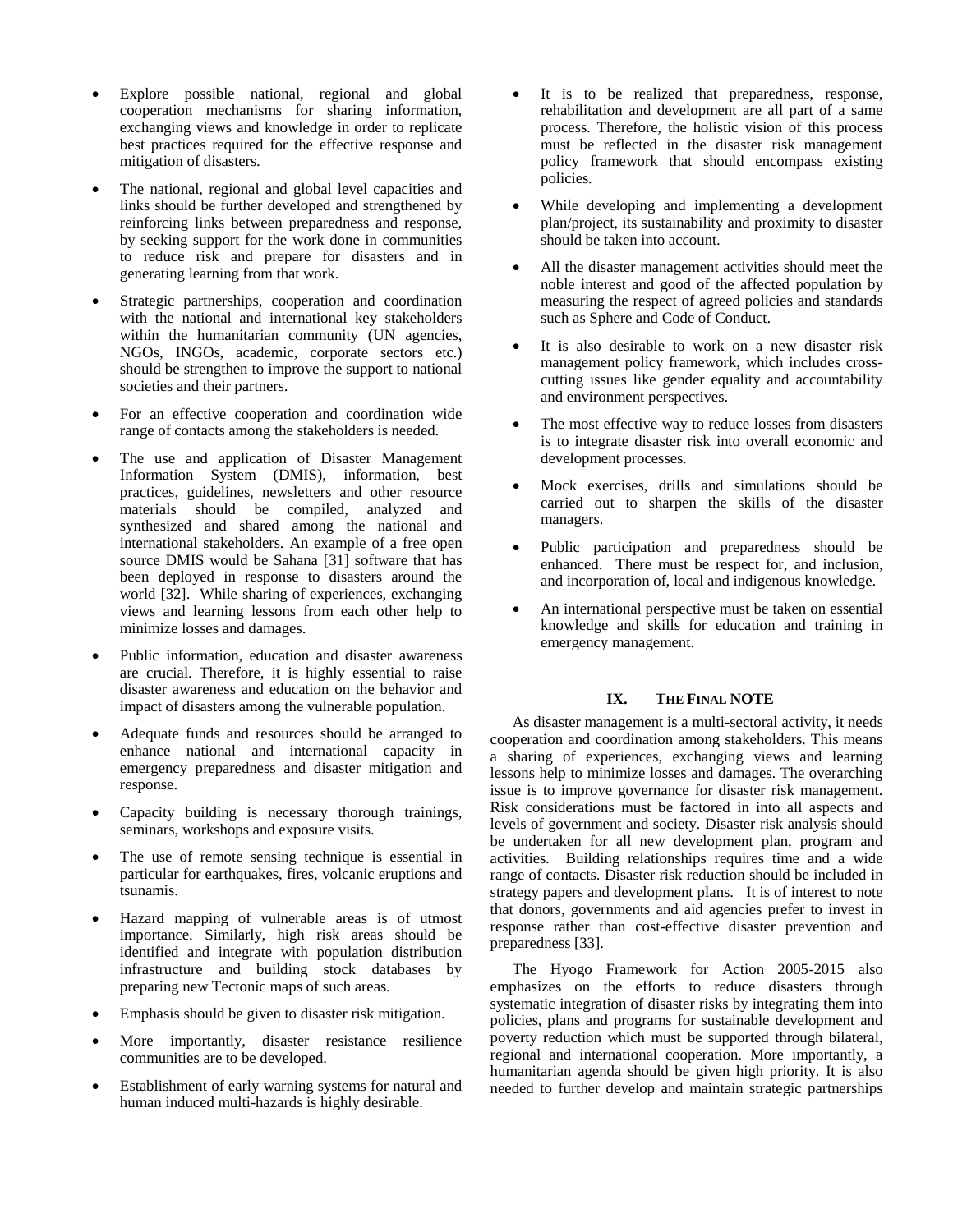- Explore possible national, regional and global cooperation mechanisms for sharing information, exchanging views and knowledge in order to replicate best practices required for the effective response and mitigation of disasters.
- The national, regional and global level capacities and links should be further developed and strengthened by reinforcing links between preparedness and response, by seeking support for the work done in communities to reduce risk and prepare for disasters and in generating learning from that work.
- Strategic partnerships, cooperation and coordination with the national and international key stakeholders within the humanitarian community (UN agencies, NGOs, INGOs, academic, corporate sectors etc.) should be strengthen to improve the support to national societies and their partners.
- For an effective cooperation and coordination wide range of contacts among the stakeholders is needed.
- The use and application of Disaster Management Information System (DMIS), information, best practices, guidelines, newsletters and other resource materials should be compiled, analyzed and synthesized and shared among the national and international stakeholders. An example of a free open source DMIS would be Sahana [31] software that has been deployed in response to disasters around the world [32]. While sharing of experiences, exchanging views and learning lessons from each other help to minimize losses and damages.
- Public information, education and disaster awareness are crucial. Therefore, it is highly essential to raise disaster awareness and education on the behavior and impact of disasters among the vulnerable population.
- Adequate funds and resources should be arranged to enhance national and international capacity in emergency preparedness and disaster mitigation and response.
- Capacity building is necessary thorough trainings, seminars, workshops and exposure visits.
- The use of remote sensing technique is essential in particular for earthquakes, fires, volcanic eruptions and tsunamis.
- Hazard mapping of vulnerable areas is of utmost importance. Similarly, high risk areas should be identified and integrate with population distribution infrastructure and building stock databases by preparing new Tectonic maps of such areas.
- Emphasis should be given to disaster risk mitigation.
- More importantly, disaster resistance resilience communities are to be developed.
- Establishment of early warning systems for natural and human induced multi-hazards is highly desirable.
- It is to be realized that preparedness, response, rehabilitation and development are all part of a same process. Therefore, the holistic vision of this process must be reflected in the disaster risk management policy framework that should encompass existing policies.
- While developing and implementing a development plan/project, its sustainability and proximity to disaster should be taken into account.
- All the disaster management activities should meet the noble interest and good of the affected population by measuring the respect of agreed policies and standards such as Sphere and Code of Conduct.
- It is also desirable to work on a new disaster risk management policy framework, which includes cross-cutting issues like gender equality and accountability and environment perspectives.
- The most effective way to reduce losses from disasters is to integrate disaster risk into overall economic and development processes.
- Mock exercises, drills and simulations should be carried out to sharpen the skills of the disaster managers.
- Public participation and preparedness should be enhanced. There must be respect for, and inclusion, and incorporation of, local and indigenous knowledge.
- An international perspective must be taken on essential knowledge and skills for education and training in emergency management.

## IX. The Final NOTE

As disaster management is a multi-sectoral activity, it needs cooperation and coordination among stakeholders. This means a sharing of experiences, exchanging views and learning lessons help to minimize losses and damages. The overarching issue is to improve governance for disaster risk management. Risk considerations must be factored in into all aspects and levels of government and society. Disaster risk analysis should be undertaken for all new development plan, program and activities. Building relationships requires time and a wide range of contacts. Disaster risk reduction should be included in strategy papers and development plans. It is of interest to note that donors, governments and aid agencies prefer to invest in response rather than cost-effective disaster prevention and preparedness [33].

The Hyogo Framework for Action 2005-2015 also emphasizes on the efforts to reduce disasters through systematic integration of disaster risks by integrating them into policies, plans and programs for sustainable development and poverty reduction which must be supported through bilateral, regional and international cooperation. More importantly, a humanitarian agenda should be given high priority. It is also needed to further develop and maintain strategic partnerships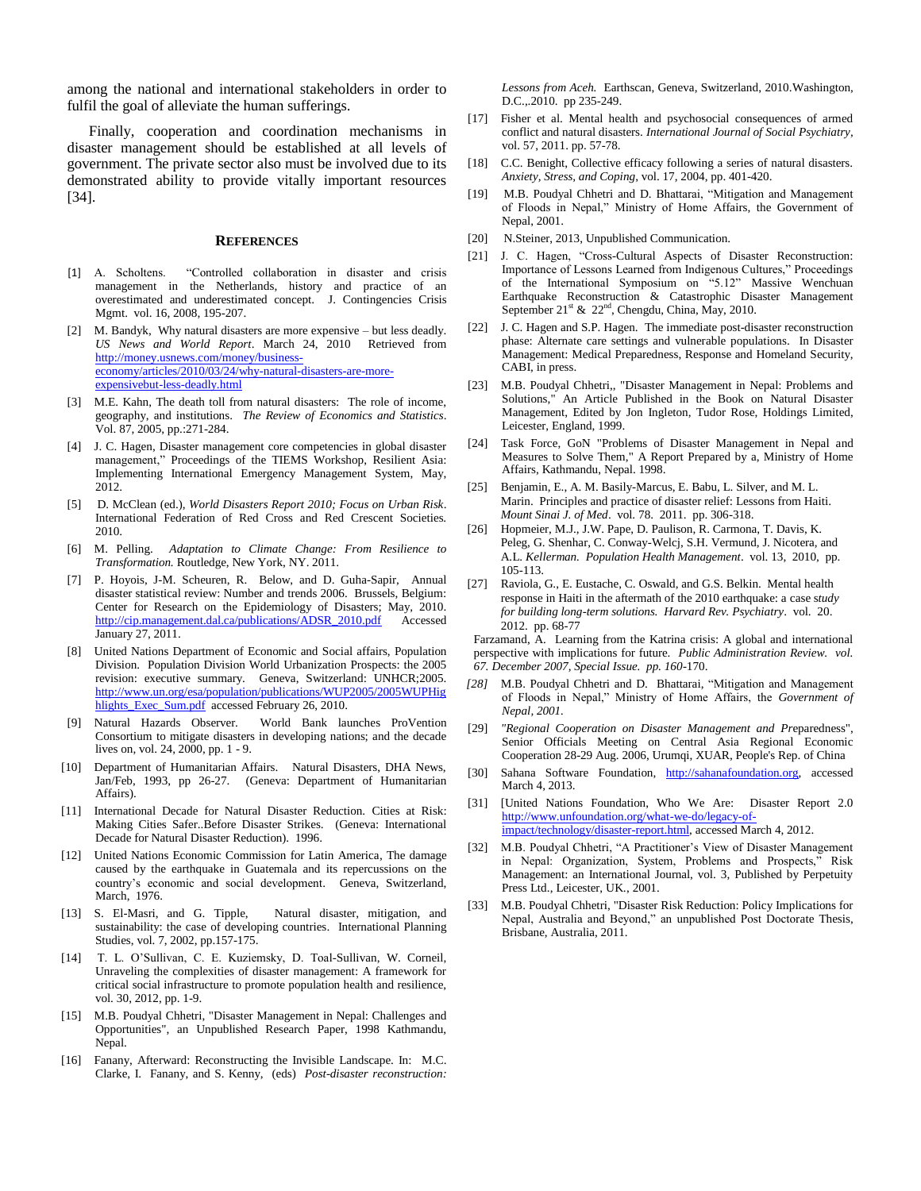among the national and international stakeholders in order to fulfil the goal of alleviate the human sufferings.

Finally, cooperation and coordination mechanisms in disaster management should be established at all levels of government. The private sector also must be involved due to its demonstrated ability to provide vitally important resources [34].

## REFERENCES

[1] A. Scholtens. "Controlled collaboration in disaster and crisis management in the Netherlands, history and practice of an overestimated and underestimated concept. J. Contingencies Crisis Mgmt. vol. 16, 2008, 195-207.

[2] M. Bandyk, Why natural disasters are more expensive – but less deadly. *US News and World Report*. March 24, 2010 Retrieved from http://money.usnews.com/money/business-economy/articles/2010/03/24/why-natural-disasters-are-more-expensivebut-less-deadly.html

[3] M.E. Kahn, The death toll from natural disasters: The role of income, geography, and institutions. *The Review of Economics and Statistics*. Vol. 87, 2005, pp.:271-284.

[4] J. C. Hagen, Disaster management core competencies in global disaster management," Proceedings of the TIEMS Workshop, Resilient Asia: Implementing International Emergency Management System, May, 2012.

[5] D. McClean (ed.), *World Disasters Report 2010; Focus on Urban Risk*. International Federation of Red Cross and Red Crescent Societies. 2010.

[6] M. Pelling. *Adaptation to Climate Change: From Resilience to Transformation.* Routledge, New York, NY. 2011.

[7] P. Hoyois, J-M. Scheuren, R. Below, and D. Guha-Sapir, Annual disaster statistical review: Number and trends 2006. Brussels, Belgium: Center for Research on the Epidemiology of Disasters; May, 2010. http://cip.management.dal.ca/publications/ADSR_2010.pdf Accessed January 27, 2011.

[8] United Nations Department of Economic and Social affairs, Population Division. Population Division World Urbanization Prospects: the 2005 revision: executive summary. Geneva, Switzerland: UNHCR;2005. http://www.un.org/esa/population/publications/WUP2005/2005WUPHighlights_Exec_Sum.pdf accessed February 26, 2010.

[9] Natural Hazards Observer. World Bank launches ProVention Consortium to mitigate disasters in developing nations; and the decade lives on, vol. 24, 2000, pp. 1 - 9.

[10] Department of Humanitarian Affairs. Natural Disasters, DHA News, Jan/Feb, 1993, pp 26-27. (Geneva: Department of Humanitarian Affairs).

[11] International Decade for Natural Disaster Reduction. Cities at Risk: Making Cities Safer..Before Disaster Strikes. (Geneva: International Decade for Natural Disaster Reduction). 1996.

[12] United Nations Economic Commission for Latin America, The damage caused by the earthquake in Guatemala and its repercussions on the country's economic and social development. Geneva, Switzerland, March, 1976.

[13] S. El-Masri, and G. Tipple, Natural disaster, mitigation, and sustainability: the case of developing countries. International Planning Studies, vol. 7, 2002, pp.157-175.

[14] T. L. O'Sullivan, C. E. Kuziemsky, D. Toal-Sullivan, W. Corneil, Unraveling the complexities of disaster management: A framework for critical social infrastructure to promote population health and resilience, vol. 30, 2012, pp. 1-9.

[15] M.B. Poudyal Chhetri, "Disaster Management in Nepal: Challenges and Opportunities", an Unpublished Research Paper, 1998 Kathmandu, Nepal.

[16] Fanany, Afterward: Reconstructing the Invisible Landscape. In: M.C. Clarke, I. Fanany, and S. Kenny, (eds) *Post-disaster reconstruction: Lessons from Aceh.* Earthscan, Geneva, Switzerland, 2010.Washington, D.C.,.2010. pp 235-249.

[17] Fisher et al. Mental health and psychosocial consequences of armed conflict and natural disasters. *International Journal of Social Psychiatry*, vol. 57, 2011. pp. 57-78.

[18] C.C. Benight, Collective efficacy following a series of natural disasters. *Anxiety, Stress, and Coping*, vol. 17, 2004, pp. 401-420.

[19] M.B. Poudyal Chhetri and D. Bhattarai, "Mitigation and Management of Floods in Nepal," Ministry of Home Affairs, the Government of Nepal, 2001.

[20] N.Steiner, 2013, Unpublished Communication.

[21] J. C. Hagen, "Cross-Cultural Aspects of Disaster Reconstruction: Importance of Lessons Learned from Indigenous Cultures," Proceedings of the International Symposium on "5.12" Massive Wenchuan Earthquake Reconstruction & Catastrophic Disaster Management September 21st & 22nd, Chengdu, China, May, 2010.

[22] J. C. Hagen and S.P. Hagen. The immediate post-disaster reconstruction phase: Alternate care settings and vulnerable populations. In Disaster Management: Medical Preparedness, Response and Homeland Security, CABI, in press.

[23] M.B. Poudyal Chhetri,, "Disaster Management in Nepal: Problems and Solutions," An Article Published in the Book on Natural Disaster Management, Edited by Jon Ingleton, Tudor Rose, Holdings Limited, Leicester, England, 1999.

[24] Task Force, GoN "Problems of Disaster Management in Nepal and Measures to Solve Them," A Report Prepared by a, Ministry of Home Affairs, Kathmandu, Nepal. 1998.

[25] Benjamin, E., A. M. Basily-Marcus, E. Babu, L. Silver, and M. L. Marin. Principles and practice of disaster relief: Lessons from Haiti. *Mount Sinai J. of Med*. vol. 78. 2011. pp. 306-318.

[26] Hopmeier, M.J., J.W. Pape, D. Paulison, R. Carmona, T. Davis, K. Peleg, G. Shenhar, C. Conway-Welcj, S.H. Vermund, J. Nicotera, and A.L. *Kellerman. Population Health Management*. vol. 13, 2010, pp. 105-113.

[27] Raviola, G., E. Eustache, C. Oswald, and G.S. Belkin. Mental health response in Haiti in the aftermath of the 2010 earthquake: a case s*tudy for building long-term solutions. Harvard Rev. Psychiatry*. vol. 20. 2012. pp. 68-77

Farzamand, A. Learning from the Katrina crisis: A global and international perspective with implications for future. *Public Administration Review. vol. 67. December 2007, Special Issue. pp. 160*-170.

*[28]* M.B. Poudyal Chhetri and D. Bhattarai, "Mitigation and Management of Floods in Nepal," Ministry of Home Affairs, the *Government of Nepal, 2001.*

[29] *"Regional Cooperation on Disaster Management and Pr*eparedness", Senior Officials Meeting on Central Asia Regional Economic Cooperation 28-29 Aug. 2006, Urumqi, XUAR, People's Rep. of China

[30] Sahana Software Foundation, http://sahanafoundation.org, accessed March 4, 2013.

[31] [United Nations Foundation, Who We Are: Disaster Report 2.0 http://www.unfoundation.org/what-we-do/legacy-of-impact/technology/disaster-report.html, accessed March 4, 2012.

[32] M.B. Poudyal Chhetri, "A Practitioner's View of Disaster Management in Nepal: Organization, System, Problems and Prospects," Risk Management: an International Journal, vol. 3, Published by Perpetuity Press Ltd., Leicester, UK., 2001.

[33] M.B. Poudyal Chhetri, "Disaster Risk Reduction: Policy Implications for Nepal, Australia and Beyond," an unpublished Post Doctorate Thesis, Brisbane, Australia, 2011.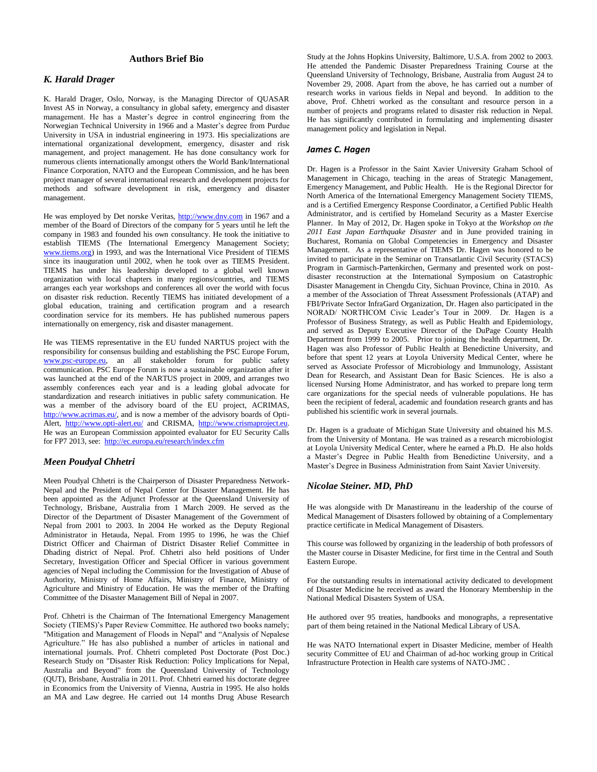## Authors Brief Bio

### *K. Harald Drager*

K. Harald Drager, Oslo, Norway, is the Managing Director of QUASAR Invest AS in Norway, a consultancy in global safety, emergency and disaster management. He has a Master's degree in control engineering from the Norwegian Technical University in 1966 and a Master's degree from Purdue University in USA in industrial engineering in 1973. His specializations are international organizational development, emergency, disaster and risk management, and project management. He has done consultancy work for numerous clients internationally amongst others the World Bank/International Finance Corporation, NATO and the European Commission, and he has been project manager of several international research and development projects for methods and software development in risk, emergency and disaster management.

He was employed by Det norske Veritas, http://www.dnv.com in 1967 and a member of the Board of Directors of the company for 5 years until he left the company in 1983 and founded his own consultancy. He took the initiative to establish TIEMS (The International Emergency Management Society; www.tiems.org) in 1993, and was the International Vice President of TIEMS since its inauguration until 2002, when he took over as TIEMS President. TIEMS has under his leadership developed to a global well known organization with local chapters in many regions/countries, and TIEMS arranges each year workshops and conferences all over the world with focus on disaster risk reduction. Recently TIEMS has initiated development of a global education, training and certification program and a research coordination service for its members. He has published numerous papers internationally on emergency, risk and disaster management.

He was TIEMS representative in the EU funded NARTUS project with the responsibility for consensus building and establishing the PSC Europe Forum, www.psc-europe.eu, an all stakeholder forum for public safety communication. PSC Europe Forum is now a sustainable organization after it was launched at the end of the NARTUS project in 2009, and arranges two assembly conferences each year and is a leading global advocate for standardization and research initiatives in public safety communication. He was a member of the advisory board of the EU project, ACRIMAS, http://www.acrimas.eu/, and is now a member of the advisory boards of Opti-Alert, http://www.opti-alert.eu/ and CRISMA, http://www.crismaproject.eu. He was an European Commission appointed evaluator for EU Security Calls for FP7 2013, see: http://ec.europa.eu/research/index.cfm

### *Meen Poudyal Chhetri*

Meen Poudyal Chhetri is the Chairperson of Disaster Preparedness Network-Nepal and the President of Nepal Center for Disaster Management. He has been appointed as the Adjunct Professor at the Queensland University of Technology, Brisbane, Australia from 1 March 2009. He served as the Director of the Department of Disaster Management of the Government of Nepal from 2001 to 2003. In 2004 He worked as the Deputy Regional Administrator in Hetauda, Nepal. From 1995 to 1996, he was the Chief District Officer and Chairman of District Disaster Relief Committee in Dhading district of Nepal. Prof. Chhetri also held positions of Under Secretary, Investigation Officer and Special Officer in various government agencies of Nepal including the Commission for the Investigation of Abuse of Authority, Ministry of Home Affairs, Ministry of Finance, Ministry of Agriculture and Ministry of Education. He was the member of the Drafting Committee of the Disaster Management Bill of Nepal in 2007.

Prof. Chhetri is the Chairman of The International Emergency Management Society (TIEMS)'s Paper Review Committee. He authored two books namely; "Mitigation and Management of Floods in Nepal" and "Analysis of Nepalese Agriculture." He has also published a number of articles in national and international journals. Prof. Chhetri completed Post Doctorate (Post Doc.) Research Study on "Disaster Risk Reduction: Policy Implications for Nepal, Australia and Beyond" from the Queensland University of Technology (QUT), Brisbane, Australia in 2011. Prof. Chhetri earned his doctorate degree in Economics from the University of Vienna, Austria in 1995. He also holds an MA and Law degree. He carried out 14 months Drug Abuse Research Study at the Johns Hopkins University, Baltimore, U.S.A. from 2002 to 2003. He attended the Pandemic Disaster Preparedness Training Course at the Queensland University of Technology, Brisbane, Australia from August 24 to November 29, 2008. Apart from the above, he has carried out a number of research works in various fields in Nepal and beyond. In addition to the above, Prof. Chhetri worked as the consultant and resource person in a number of projects and programs related to disaster risk reduction in Nepal. He has significantly contributed in formulating and implementing disaster management policy and legislation in Nepal.

### *James C. Hagen*

Dr. Hagen is a Professor in the Saint Xavier University Graham School of Management in Chicago, teaching in the areas of Strategic Management, Emergency Management, and Public Health. He is the Regional Director for North America of the International Emergency Management Society TIEMS, and is a Certified Emergency Response Coordinator, a Certified Public Health Administrator, and is certified by Homeland Security as a Master Exercise Planner. In May of 2012, Dr. Hagen spoke in Tokyo at the *Workshop on the 2011 East Japan Earthquake Disaster* and in June provided training in Bucharest, Romania on Global Competencies in Emergency and Disaster Management. As a representative of TIEMS Dr. Hagen was honored to be invited to participate in the Seminar on Transatlantic Civil Security (STACS) Program in Garmisch-Partenkirchen, Germany and presented work on post-disaster reconstruction at the International Symposium on Catastrophic Disaster Management in Chengdu City, Sichuan Province, China in 2010. As a member of the Association of Threat Assessment Professionals (ATAP) and FBI/Private Sector InfraGard Organization, Dr. Hagen also participated in the NORAD/ NORTHCOM Civic Leader's Tour in 2009. Dr. Hagen is a Professor of Business Strategy, as well as Public Health and Epidemiology, and served as Deputy Executive Director of the DuPage County Health Department from 1999 to 2005. Prior to joining the health department, Dr. Hagen was also Professor of Public Health at Benedictine University, and before that spent 12 years at Loyola University Medical Center, where he served as Associate Professor of Microbiology and Immunology, Assistant Dean for Research, and Assistant Dean for Basic Sciences. He is also a licensed Nursing Home Administrator, and has worked to prepare long term care organizations for the special needs of vulnerable populations. He has been the recipient of federal, academic and foundation research grants and has published his scientific work in several journals.

Dr. Hagen is a graduate of Michigan State University and obtained his M.S. from the University of Montana. He was trained as a research microbiologist at Loyola University Medical Center, where he earned a Ph.D. He also holds a Master's Degree in Public Health from Benedictine University, and a Master's Degree in Business Administration from Saint Xavier University.

### *Nicolae Steiner. MD, PhD*

He was alongside with Dr Manastireanu in the leadership of the course of Medical Management of Disasters followed by obtaining of a Complementary practice certificate in Medical Management of Disasters.

This course was followed by organizing in the leadership of both professors of the Master course in Disaster Medicine, for first time in the Central and South Eastern Europe.

For the outstanding results in international activity dedicated to development of Disaster Medicine he received as award the Honorary Membership in the National Medical Disasters System of USA.

He authored over 95 treaties, handbooks and monographs, a representative part of them being retained in the National Medical Library of USA.

He was NATO International expert in Disaster Medicine, member of Health security Committee of EU and Chairman of ad-hoc working group in Critical Infrastructure Protection in Health care systems of NATO-JMC .